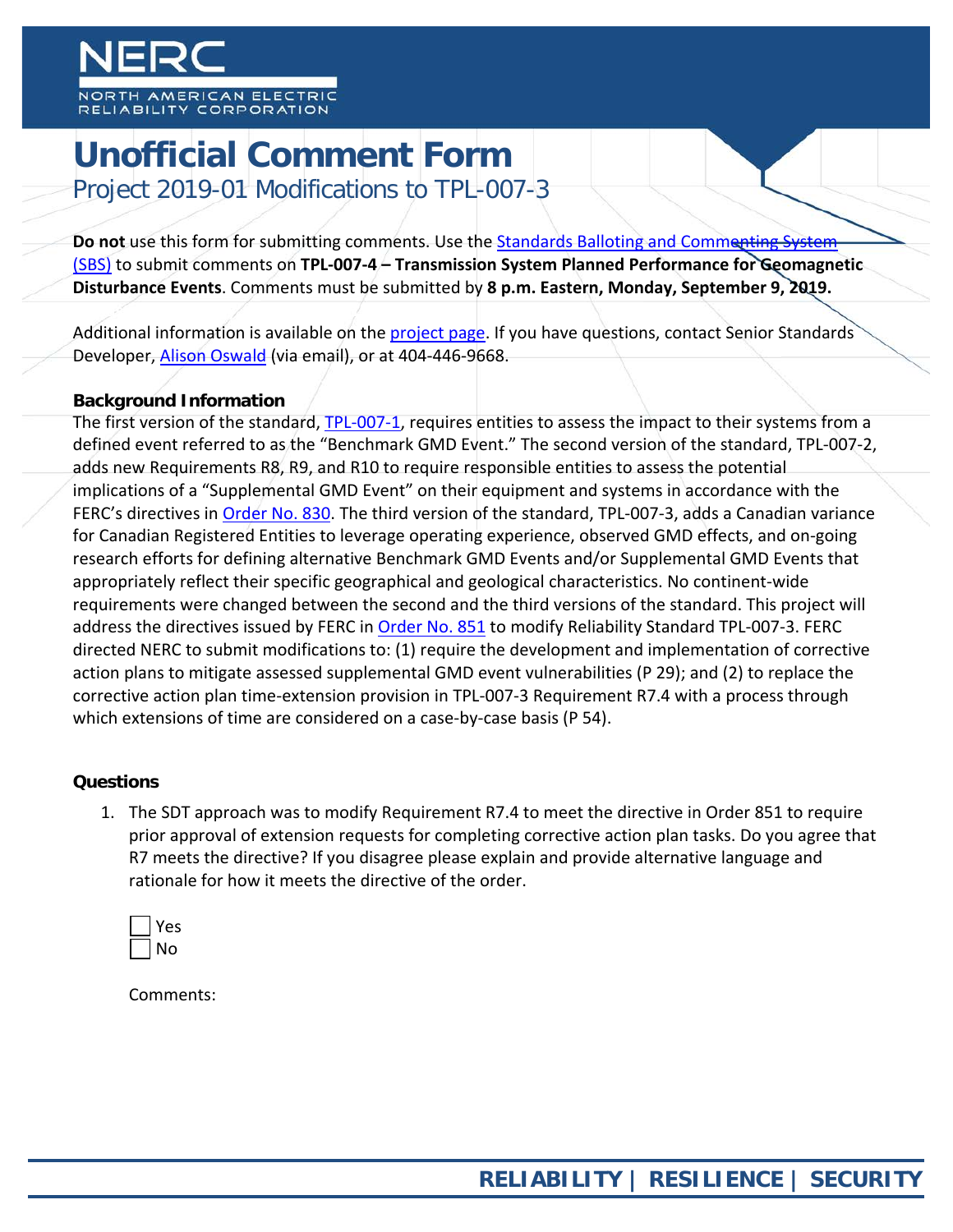NERC

NORTH AMERICAN ELECTRIC RELIABILITY CORPORATION

# Unofficial Comment Form

## Project 2019-01 Modifications to TPL-007-3

**Do not** use this form for submitting comments. Use the Standards Balloting and Commenting System (SBS) to submit comments on **TPL-007-4 – Transmission System Planned Performance for Geomagnetic Disturbance Events**. Comments must be submitted by **8 p.m. Eastern, Monday, September 9, 2019.**

Additional information is available on the project page. If you have questions, contact Senior Standards Developer, Alison Oswald (via email), or at 404-446-9668.

### Background Information

The first version of the standard, TPL-007-1, requires entities to assess the impact to their systems from a defined event referred to as the "Benchmark GMD Event." The second version of the standard, TPL-007-2, adds new Requirements R8, R9, and R10 to require responsible entities to assess the potential implications of a "Supplemental GMD Event" on their equipment and systems in accordance with the FERC's directives in Order No. 830. The third version of the standard, TPL-007-3, adds a Canadian variance for Canadian Registered Entities to leverage operating experience, observed GMD effects, and on-going research efforts for defining alternative Benchmark GMD Events and/or Supplemental GMD Events that appropriately reflect their specific geographical and geological characteristics. No continent-wide requirements were changed between the second and the third versions of the standard. This project will address the directives issued by FERC in Order No. 851 to modify Reliability Standard TPL-007-3. FERC directed NERC to submit modifications to: (1) require the development and implementation of corrective action plans to mitigate assessed supplemental GMD event vulnerabilities (P 29); and (2) to replace the corrective action plan time-extension provision in TPL-007-3 Requirement R7.4 with a process through which extensions of time are considered on a case-by-case basis (P 54).

### Questions

1. The SDT approach was to modify Requirement R7.4 to meet the directive in Order 851 to require prior approval of extension requests for completing corrective action plan tasks. Do you agree that R7 meets the directive? If you disagree please explain and provide alternative language and rationale for how it meets the directive of the order.

   ☐ Yes
   ☐ No

   Comments: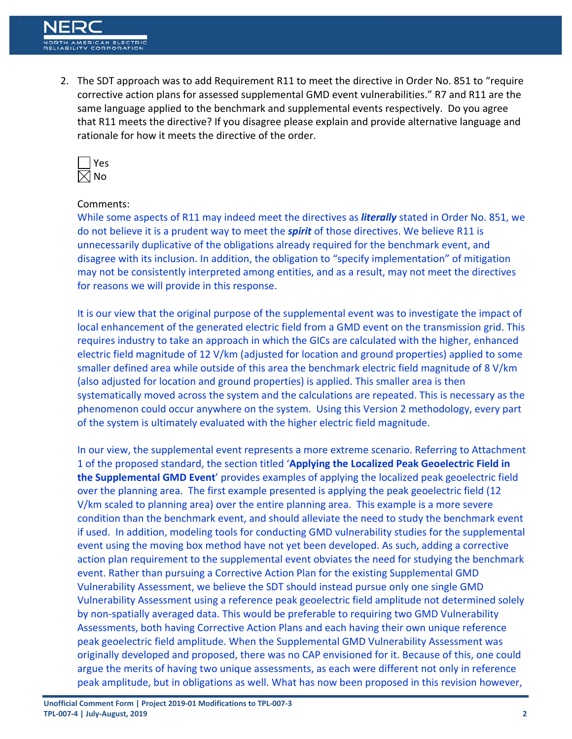2. The SDT approach was to add Requirement R11 to meet the directive in Order No. 851 to "require corrective action plans for assessed supplemental GMD event vulnerabilities." R7 and R11 are the same language applied to the benchmark and supplemental events respectively. Do you agree that R11 meets the directive? If you disagree please explain and provide alternative language and rationale for how it meets the directive of the order.

☐ Yes
☒ No

Comments:

While some aspects of R11 may indeed meet the directives as ***literally*** stated in Order No. 851, we do not believe it is a prudent way to meet the ***spirit*** of those directives. We believe R11 is unnecessarily duplicative of the obligations already required for the benchmark event, and disagree with its inclusion. In addition, the obligation to "specify implementation" of mitigation may not be consistently interpreted among entities, and as a result, may not meet the directives for reasons we will provide in this response.

It is our view that the original purpose of the supplemental event was to investigate the impact of local enhancement of the generated electric field from a GMD event on the transmission grid. This requires industry to take an approach in which the GICs are calculated with the higher, enhanced electric field magnitude of 12 V/km (adjusted for location and ground properties) applied to some smaller defined area while outside of this area the benchmark electric field magnitude of 8 V/km (also adjusted for location and ground properties) is applied. This smaller area is then systematically moved across the system and the calculations are repeated. This is necessary as the phenomenon could occur anywhere on the system. Using this Version 2 methodology, every part of the system is ultimately evaluated with the higher electric field magnitude.

In our view, the supplemental event represents a more extreme scenario. Referring to Attachment 1 of the proposed standard, the section titled '**Applying the Localized Peak Geoelectric Field in the Supplemental GMD Event**' provides examples of applying the localized peak geoelectric field over the planning area. The first example presented is applying the peak geoelectric field (12 V/km scaled to planning area) over the entire planning area. This example is a more severe condition than the benchmark event, and should alleviate the need to study the benchmark event if used. In addition, modeling tools for conducting GMD vulnerability studies for the supplemental event using the moving box method have not yet been developed. As such, adding a corrective action plan requirement to the supplemental event obviates the need for studying the benchmark event. Rather than pursuing a Corrective Action Plan for the existing Supplemental GMD Vulnerability Assessment, we believe the SDT should instead pursue only one single GMD Vulnerability Assessment using a reference peak geoelectric field amplitude not determined solely by non-spatially averaged data. This would be preferable to requiring two GMD Vulnerability Assessments, both having Corrective Action Plans and each having their own unique reference peak geoelectric field amplitude. When the Supplemental GMD Vulnerability Assessment was originally developed and proposed, there was no CAP envisioned for it. Because of this, one could argue the merits of having two unique assessments, as each were different not only in reference peak amplitude, but in obligations as well. What has now been proposed in this revision however,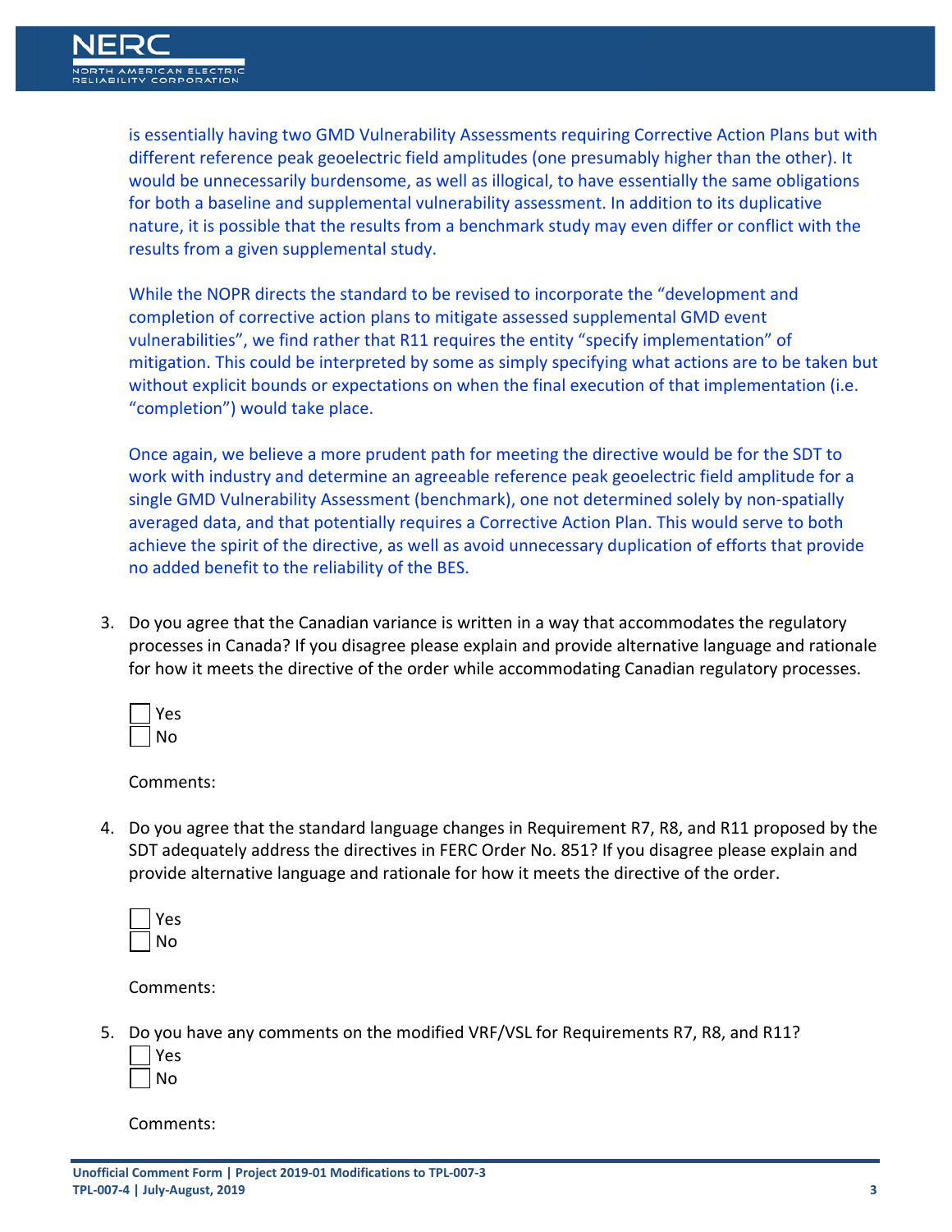is essentially having two GMD Vulnerability Assessments requiring Corrective Action Plans but with different reference peak geoelectric field amplitudes (one presumably higher than the other). It would be unnecessarily burdensome, as well as illogical, to have essentially the same obligations for both a baseline and supplemental vulnerability assessment. In addition to its duplicative nature, it is possible that the results from a benchmark study may even differ or conflict with the results from a given supplemental study.

While the NOPR directs the standard to be revised to incorporate the "development and completion of corrective action plans to mitigate assessed supplemental GMD event vulnerabilities", we find rather that R11 requires the entity "specify implementation" of mitigation. This could be interpreted by some as simply specifying what actions are to be taken but without explicit bounds or expectations on when the final execution of that implementation (i.e. "completion") would take place.

Once again, we believe a more prudent path for meeting the directive would be for the SDT to work with industry and determine an agreeable reference peak geoelectric field amplitude for a single GMD Vulnerability Assessment (benchmark), one not determined solely by non-spatially averaged data, and that potentially requires a Corrective Action Plan. This would serve to both achieve the spirit of the directive, as well as avoid unnecessary duplication of efforts that provide no added benefit to the reliability of the BES.

3. Do you agree that the Canadian variance is written in a way that accommodates the regulatory processes in Canada? If you disagree please explain and provide alternative language and rationale for how it meets the directive of the order while accommodating Canadian regulatory processes.

   ☐ Yes
   ☐ No

   Comments:

4. Do you agree that the standard language changes in Requirement R7, R8, and R11 proposed by the SDT adequately address the directives in FERC Order No. 851? If you disagree please explain and provide alternative language and rationale for how it meets the directive of the order.

   ☐ Yes
   ☐ No

   Comments:

5. Do you have any comments on the modified VRF/VSL for Requirements R7, R8, and R11?

   ☐ Yes
   ☐ No

   Comments: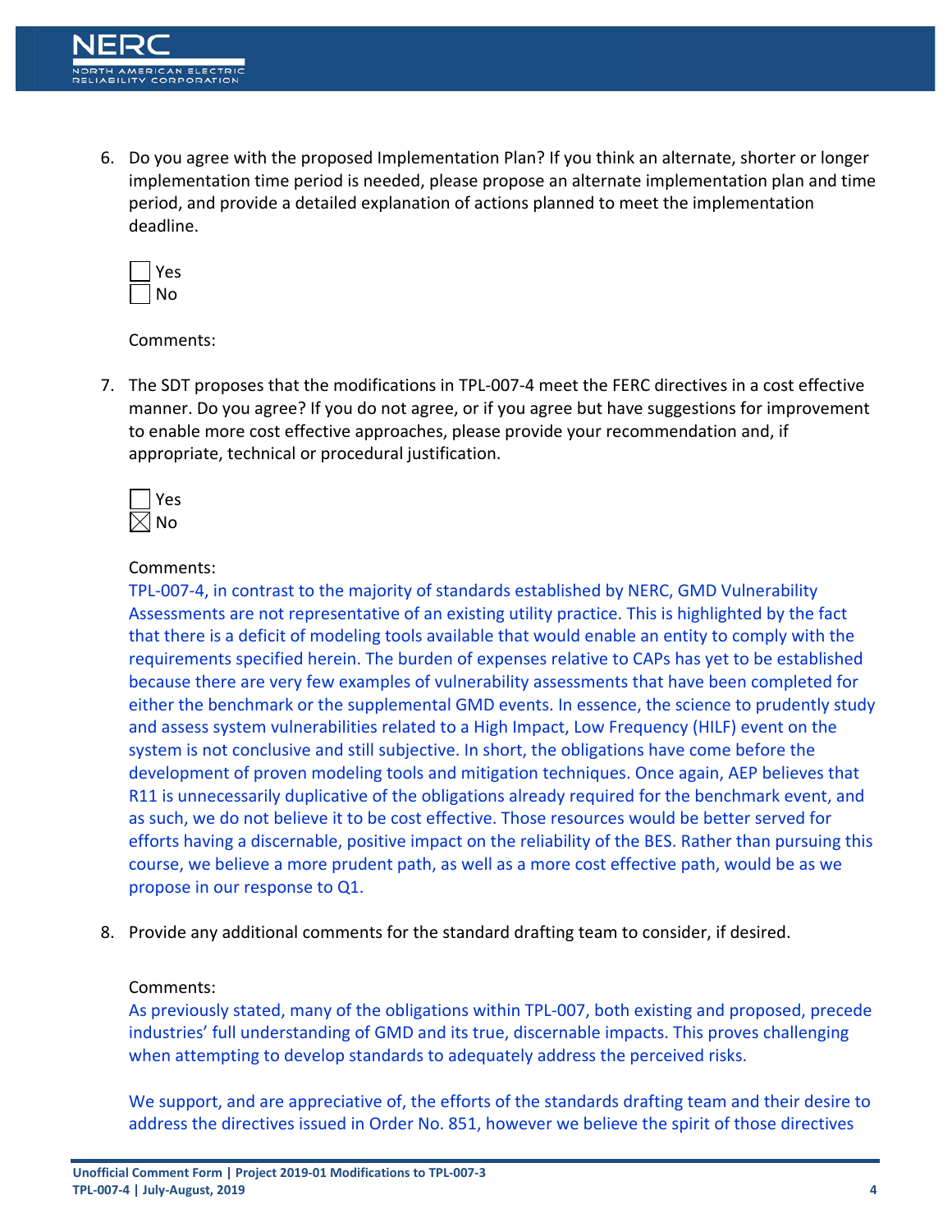6. Do you agree with the proposed Implementation Plan? If you think an alternate, shorter or longer implementation time period is needed, please propose an alternate implementation plan and time period, and provide a detailed explanation of actions planned to meet the implementation deadline.

   ☐ Yes
   ☐ No

   Comments:

7. The SDT proposes that the modifications in TPL-007-4 meet the FERC directives in a cost effective manner. Do you agree? If you do not agree, or if you agree but have suggestions for improvement to enable more cost effective approaches, please provide your recommendation and, if appropriate, technical or procedural justification.

   ☐ Yes
   ☒ No

   Comments:
   TPL-007-4, in contrast to the majority of standards established by NERC, GMD Vulnerability Assessments are not representative of an existing utility practice. This is highlighted by the fact that there is a deficit of modeling tools available that would enable an entity to comply with the requirements specified herein. The burden of expenses relative to CAPs has yet to be established because there are very few examples of vulnerability assessments that have been completed for either the benchmark or the supplemental GMD events. In essence, the science to prudently study and assess system vulnerabilities related to a High Impact, Low Frequency (HILF) event on the system is not conclusive and still subjective. In short, the obligations have come before the development of proven modeling tools and mitigation techniques. Once again, AEP believes that R11 is unnecessarily duplicative of the obligations already required for the benchmark event, and as such, we do not believe it to be cost effective. Those resources would be better served for efforts having a discernable, positive impact on the reliability of the BES. Rather than pursuing this course, we believe a more prudent path, as well as a more cost effective path, would be as we propose in our response to Q1.

8. Provide any additional comments for the standard drafting team to consider, if desired.

   Comments:
   As previously stated, many of the obligations within TPL-007, both existing and proposed, precede industries' full understanding of GMD and its true, discernable impacts. This proves challenging when attempting to develop standards to adequately address the perceived risks.

   We support, and are appreciative of, the efforts of the standards drafting team and their desire to address the directives issued in Order No. 851, however we believe the spirit of those directives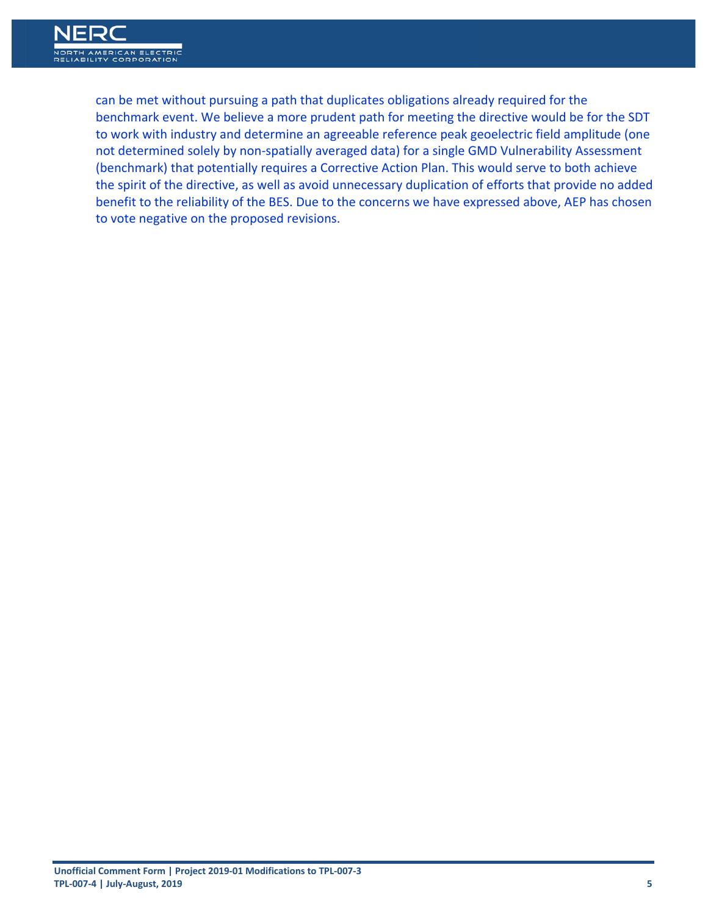can be met without pursuing a path that duplicates obligations already required for the benchmark event. We believe a more prudent path for meeting the directive would be for the SDT to work with industry and determine an agreeable reference peak geoelectric field amplitude (one not determined solely by non-spatially averaged data) for a single GMD Vulnerability Assessment (benchmark) that potentially requires a Corrective Action Plan. This would serve to both achieve the spirit of the directive, as well as avoid unnecessary duplication of efforts that provide no added benefit to the reliability of the BES. Due to the concerns we have expressed above, AEP has chosen to vote negative on the proposed revisions.